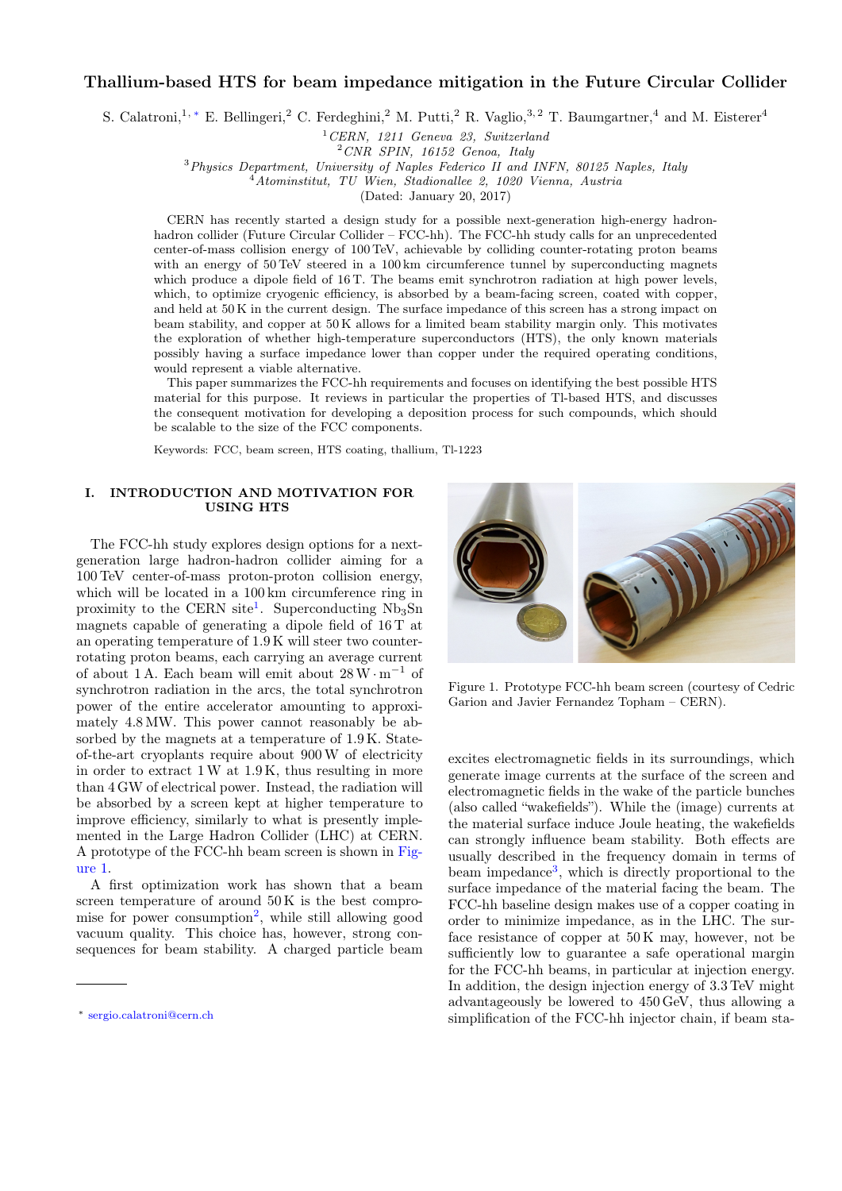# Thallium-based HTS for beam impedance mitigation in the Future Circular Collider

S. Calatroni,[1,*] E. Bellingeri,[2] C. Ferdeghini,[2] M. Putti,[2] R. Vaglio,[3,2] T. Baumgartner,[4] and M. Eisterer[4]

[1] *CERN, 1211 Geneva 23, Switzerland*
[2] *CNR SPIN, 16152 Genoa, Italy*
[3] *Physics Department, University of Naples Federico II and INFN, 80125 Naples, Italy*
[4] *Atominstitut, TU Wien, Stadionallee 2, 1020 Vienna, Austria*

(Dated: January 20, 2017)

CERN has recently started a design study for a possible next-generation high-energy hadron-hadron collider (Future Circular Collider – FCC-hh). The FCC-hh study calls for an unprecedented center-of-mass collision energy of 100 TeV, achievable by colliding counter-rotating proton beams with an energy of 50 TeV steered in a 100 km circumference tunnel by superconducting magnets which produce a dipole field of 16 T. The beams emit synchrotron radiation at high power levels, which, to optimize cryogenic efficiency, is absorbed by a beam-facing screen, coated with copper, and held at 50 K in the current design. The surface impedance of this screen has a strong impact on beam stability, and copper at 50 K allows for a limited beam stability margin only. This motivates the exploration of whether high-temperature superconductors (HTS), the only known materials possibly having a surface impedance lower than copper under the required operating conditions, would represent a viable alternative.

This paper summarizes the FCC-hh requirements and focuses on identifying the best possible HTS material for this purpose. It reviews in particular the properties of Tl-based HTS, and discusses the consequent motivation for developing a deposition process for such compounds, which should be scalable to the size of the FCC components.

Keywords: FCC, beam screen, HTS coating, thallium, Tl-1223

## I. INTRODUCTION AND MOTIVATION FOR USING HTS

The FCC-hh study explores design options for a next-generation large hadron-hadron collider aiming for a 100 TeV center-of-mass proton-proton collision energy, which will be located in a 100 km circumference ring in proximity to the CERN site[1]. Superconducting $Nb_3Sn$ magnets capable of generating a dipole field of 16 T at an operating temperature of 1.9 K will steer two counter-rotating proton beams, each carrying an average current of about 1 A. Each beam will emit about $28\,\mathrm{W \cdot m^{-1}}$ of synchrotron radiation in the arcs, the total synchrotron power of the entire accelerator amounting to approximately 4.8 MW. This power cannot reasonably be absorbed by the magnets at a temperature of 1.9 K. State-of-the-art cryoplants require about 900 W of electricity in order to extract 1 W at 1.9 K, thus resulting in more than 4 GW of electrical power. Instead, the radiation will be absorbed by a screen kept at higher temperature to improve efficiency, similarly to what is presently implemented in the Large Hadron Collider (LHC) at CERN. A prototype of the FCC-hh beam screen is shown in Figure 1.

Figure 1. Prototype FCC-hh beam screen (courtesy of Cedric Garion and Javier Fernandez Topham – CERN).

A first optimization work has shown that a beam screen temperature of around 50 K is the best compromise for power consumption[2], while still allowing good vacuum quality. This choice has, however, strong consequences for beam stability. A charged particle beam excites electromagnetic fields in its surroundings, which generate image currents at the surface of the screen and electromagnetic fields in the wake of the particle bunches (also called "wakefields"). While the (image) currents at the material surface induce Joule heating, the wakefields can strongly influence beam stability. Both effects are usually described in the frequency domain in terms of beam impedance[3], which is directly proportional to the surface impedance of the material facing the beam. The FCC-hh baseline design makes use of a copper coating in order to minimize impedance, as in the LHC. The surface resistance of copper at 50 K may, however, not be sufficiently low to guarantee a safe operational margin for the FCC-hh beams, in particular at injection energy. In addition, the design injection energy of 3.3 TeV might advantageously be lowered to 450 GeV, thus allowing a simplification of the FCC-hh injector chain, if beam sta-

* sergio.calatroni@cern.ch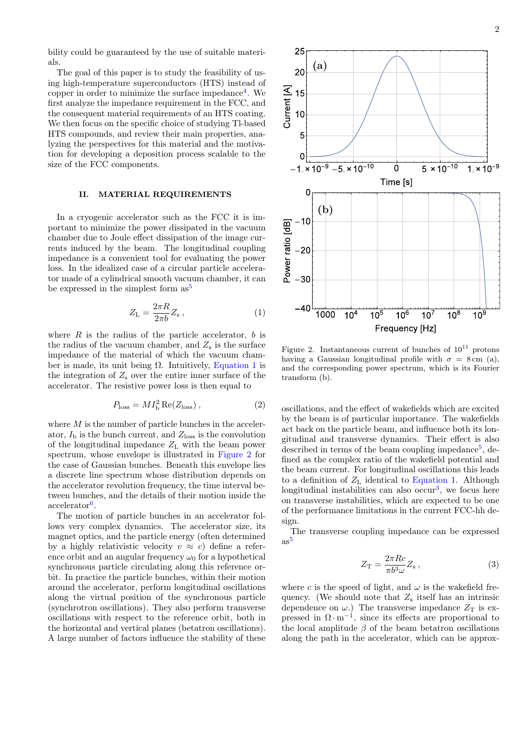bility could be guaranteed by the use of suitable materials.

The goal of this paper is to study the feasibility of using high-temperature superconductors (HTS) instead of copper in order to minimize the surface impedance[4]. We first analyze the impedance requirement in the FCC, and the consequent material requirements of an HTS coating. We then focus on the specific choice of studying Tl-based HTS compounds, and review their main properties, analyzing the perspectives for this material and the motivation for developing a deposition process scalable to the size of the FCC components.

## II. MATERIAL REQUIREMENTS

In a cryogenic accelerator such as the FCC it is important to minimize the power dissipated in the vacuum chamber due to Joule effect dissipation of the image currents induced by the beam. The longitudinal coupling impedance is a convenient tool for evaluating the power loss. In the idealized case of a circular particle accelerator made of a cylindrical smooth vacuum chamber, it can be expressed in the simplest form as[5]

$$Z_{\mathrm{L}} = \frac{2\pi R}{2\pi b} Z_{\mathrm{s}} \,, \tag{1}$$

where $R$ is the radius of the particle accelerator, $b$ is the radius of the vacuum chamber, and $Z_{\mathrm{s}}$ is the surface impedance of the material of which the vacuum chamber is made, its unit being $\Omega$. Intuitively, Equation 1 is the integration of $Z_{\mathrm{s}}$ over the entire inner surface of the accelerator. The resistive power loss is then equal to

$$P_{\mathrm{loss}} = M I_{\mathrm{b}}^2 \,\mathrm{Re}(Z_{\mathrm{loss}}) \,, \tag{2}$$

where $M$ is the number of particle bunches in the accelerator, $I_{\mathrm{b}}$ is the bunch current, and $Z_{\mathrm{loss}}$ is the convolution of the longitudinal impedance $Z_{\mathrm{L}}$ with the beam power spectrum, whose envelope is illustrated in Figure 2 for the case of Gaussian bunches. Beneath this envelope lies a discrete line spectrum whose distribution depends on the accelerator revolution frequency, the time interval between bunches, and the details of their motion inside the accelerator[6].

The motion of particle bunches in an accelerator follows very complex dynamics. The accelerator size, its magnet optics, and the particle energy (often determined by a highly relativistic velocity $v \approx c$) define a reference orbit and an angular frequency $\omega_0$ for a hypothetical synchronous particle circulating along this reference orbit. In practice the particle bunches, within their motion around the accelerator, perform longitudinal oscillations along the virtual position of the synchronous particle (synchrotron oscillations). They also perform transverse oscillations with respect to the reference orbit, both in the horizontal and vertical planes (betatron oscillations). A large number of factors influence the stability of these oscillations, and the effect of wakefields which are excited by the beam is of particular importance. The wakefields act back on the particle beam, and influence both its longitudinal and transverse dynamics. Their effect is also described in terms of the beam coupling impedance[5], defined as the complex ratio of the wakefield potential and the beam current. For longitudinal oscillations this leads to a definition of $Z_{\mathrm{L}}$ identical to Equation 1. Although longitudinal instabilities can also occur[3], we focus here on transverse instabilities, which are expected to be one of the performance limitations in the current FCC-hh design.

Figure 2. Instantaneous current of bunches of $10^{11}$ protons having a Gaussian longitudinal profile with $\sigma = 8\,\mathrm{cm}$ (a), and the corresponding power spectrum, which is its Fourier transform (b).

The transverse coupling impedance can be expressed as[5]

$$Z_{\mathrm{T}} = \frac{2\pi R c}{\pi b^3 \omega} Z_{\mathrm{s}} \,, \tag{3}$$

where $c$ is the speed of light, and $\omega$ is the wakefield frequency. (We should note that $Z_{\mathrm{s}}$ itself has an intrinsic dependence on $\omega$.) The transverse impedance $Z_{\mathrm{T}}$ is expressed in $\Omega \cdot \mathrm{m}^{-1}$, since its effects are proportional to the local amplitude $\beta$ of the beam betatron oscillations along the path in the accelerator, which can be approx-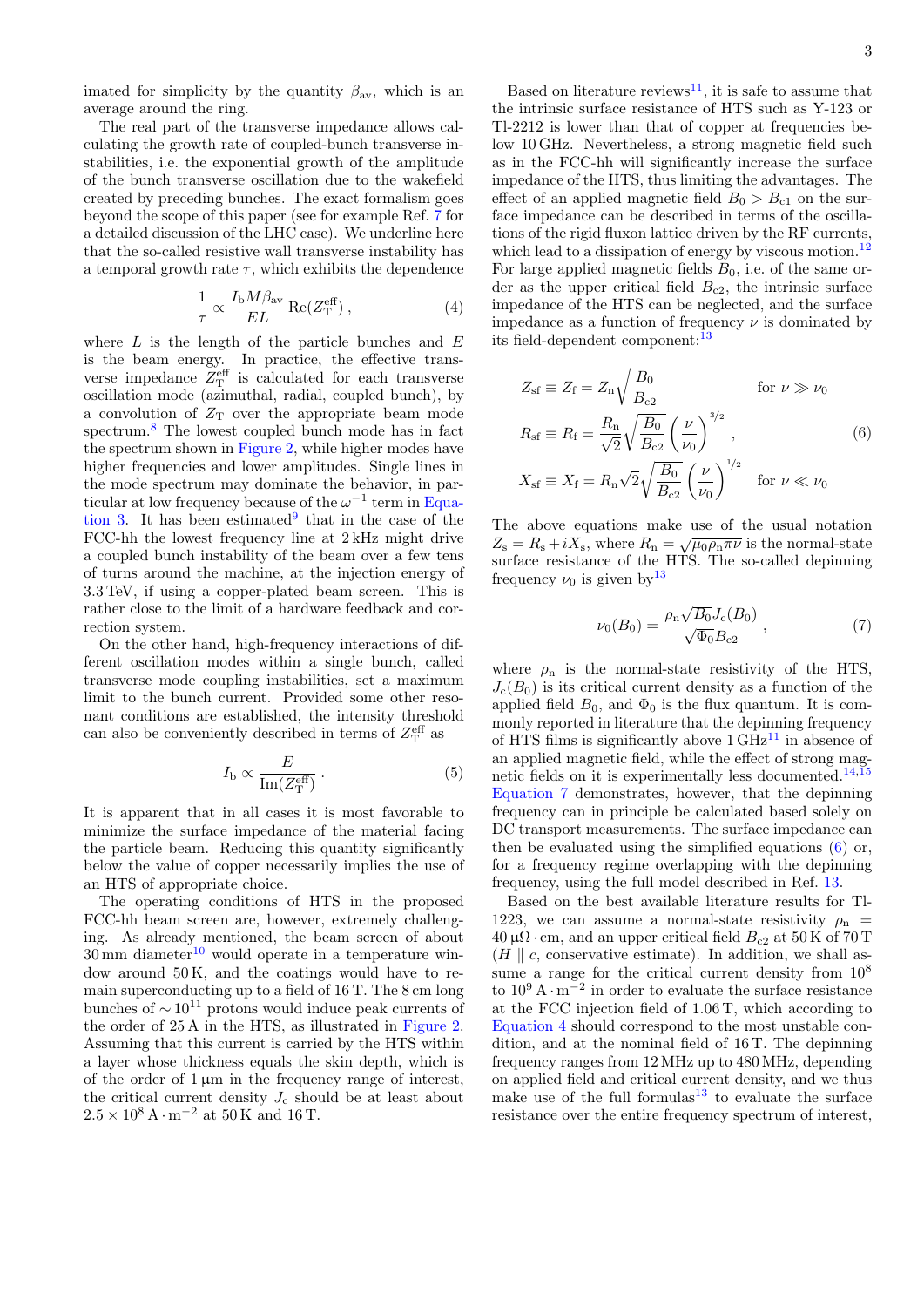imated for simplicity by the quantity $\beta_{\rm av}$, which is an average around the ring.

The real part of the transverse impedance allows calculating the growth rate of coupled-bunch transverse instabilities, i.e. the exponential growth of the amplitude of the bunch transverse oscillation due to the wakefield created by preceding bunches. The exact formalism goes beyond the scope of this paper (see for example Ref. 7 for a detailed discussion of the LHC case). We underline here that the so-called resistive wall transverse instability has a temporal growth rate $\tau$, which exhibits the dependence

$$\frac{1}{\tau} \propto \frac{I_{\rm b} M \beta_{\rm av}}{EL} \operatorname{Re}(Z_{\rm T}^{\rm eff}) \,, \tag{4}$$

where $L$ is the length of the particle bunches and $E$ is the beam energy. In practice, the effective transverse impedance $Z_{\rm T}^{\rm eff}$ is calculated for each transverse oscillation mode (azimuthal, radial, coupled bunch), by a convolution of $Z_{\rm T}$ over the appropriate beam mode spectrum.[8] The lowest coupled bunch mode has in fact the spectrum shown in Figure 2, while higher modes have higher frequencies and lower amplitudes. Single lines in the mode spectrum may dominate the behavior, in particular at low frequency because of the $\omega^{-1}$ term in Equation 3. It has been estimated[9] that in the case of the FCC-hh the lowest frequency line at 2 kHz might drive a coupled bunch instability of the beam over a few tens of turns around the machine, at the injection energy of 3.3 TeV, if using a copper-plated beam screen. This is rather close to the limit of a hardware feedback and correction system.

On the other hand, high-frequency interactions of different oscillation modes within a single bunch, called transverse mode coupling instabilities, set a maximum limit to the bunch current. Provided some other resonant conditions are established, the intensity threshold can also be conveniently described in terms of $Z_{\rm T}^{\rm eff}$ as

$$I_{\rm b} \propto \frac{E}{\operatorname{Im}(Z_{\rm T}^{\rm eff})} \,. \tag{5}$$

It is apparent that in all cases it is most favorable to minimize the surface impedance of the material facing the particle beam. Reducing this quantity significantly below the value of copper necessarily implies the use of an HTS of appropriate choice.

The operating conditions of HTS in the proposed FCC-hh beam screen are, however, extremely challenging. As already mentioned, the beam screen of about 30 mm diameter[10] would operate in a temperature window around 50 K, and the coatings would have to remain superconducting up to a field of 16 T. The 8 cm long bunches of $\sim 10^{11}$ protons would induce peak currents of the order of 25 A in the HTS, as illustrated in Figure 2. Assuming that this current is carried by the HTS within a layer whose thickness equals the skin depth, which is of the order of 1 µm in the frequency range of interest, the critical current density $J_{\rm c}$ should be at least about $2.5 \times 10^8\ \mathrm{A \cdot m^{-2}}$ at 50 K and 16 T.

Based on literature reviews[11], it is safe to assume that the intrinsic surface resistance of HTS such as Y-123 or Tl-2212 is lower than that of copper at frequencies below 10 GHz. Nevertheless, a strong magnetic field such as in the FCC-hh will significantly increase the surface impedance of the HTS, thus limiting the advantages. The effect of an applied magnetic field $B_0 > B_{\rm c1}$ on the surface impedance can be described in terms of the oscillations of the rigid fluxon lattice driven by the RF currents, which lead to a dissipation of energy by viscous motion.[12] For large applied magnetic fields $B_0$, i.e. of the same order as the upper critical field $B_{\rm c2}$, the intrinsic surface impedance of the HTS can be neglected, and the surface impedance as a function of frequency $\nu$ is dominated by its field-dependent component:[13]

$$\begin{aligned}
Z_{\rm sf} &\equiv Z_{\rm f} = Z_{\rm n}\sqrt{\frac{B_0}{B_{\rm c2}}} && \text{for } \nu \gg \nu_0 \\
R_{\rm sf} &\equiv R_{\rm f} = \frac{R_{\rm n}}{\sqrt{2}}\sqrt{\frac{B_0}{B_{\rm c2}}}\left(\frac{\nu}{\nu_0}\right)^{3/2}, && \\
X_{\rm sf} &\equiv X_{\rm f} = R_{\rm n}\sqrt{2}\sqrt{\frac{B_0}{B_{\rm c2}}}\left(\frac{\nu}{\nu_0}\right)^{1/2} && \text{for } \nu \ll \nu_0
\end{aligned} \tag{6}$$

The above equations make use of the usual notation $Z_{\rm s} = R_{\rm s} + iX_{\rm s}$, where $R_{\rm n} = \sqrt{\mu_0 \rho_{\rm n} \pi \nu}$ is the normal-state surface resistance of the HTS. The so-called depinning frequency $\nu_0$ is given by[13]

$$\nu_0(B_0) = \frac{\rho_{\rm n}\sqrt{B_0}J_{\rm c}(B_0)}{\sqrt{\Phi_0}B_{\rm c2}} \,, \tag{7}$$

where $\rho_{\rm n}$ is the normal-state resistivity of the HTS, $J_{\rm c}(B_0)$ is its critical current density as a function of the applied field $B_0$, and $\Phi_0$ is the flux quantum. It is commonly reported in literature that the depinning frequency of HTS films is significantly above 1 GHz[11] in absence of an applied magnetic field, while the effect of strong magnetic fields on it is experimentally less documented.[14,15] Equation 7 demonstrates, however, that the depinning frequency can in principle be calculated based solely on DC transport measurements. The surface impedance can then be evaluated using the simplified equations (6) or, for a frequency regime overlapping with the depinning frequency, using the full model described in Ref. 13.

Based on the best available literature results for Tl-1223, we can assume a normal-state resistivity $\rho_{\rm n} = 40\ \mu\Omega \cdot \mathrm{cm}$, and an upper critical field $B_{\rm c2}$ at 50 K of 70 T ($H \parallel c$, conservative estimate). In addition, we shall assume a range for the critical current density from $10^8$ to $10^9\ \mathrm{A \cdot m^{-2}}$ in order to evaluate the surface resistance at the FCC injection field of 1.06 T, which according to Equation 4 should correspond to the most unstable condition, and at the nominal field of 16 T. The depinning frequency ranges from 12 MHz up to 480 MHz, depending on applied field and critical current density, and we thus make use of the full formulas[13] to evaluate the surface resistance over the entire frequency spectrum of interest,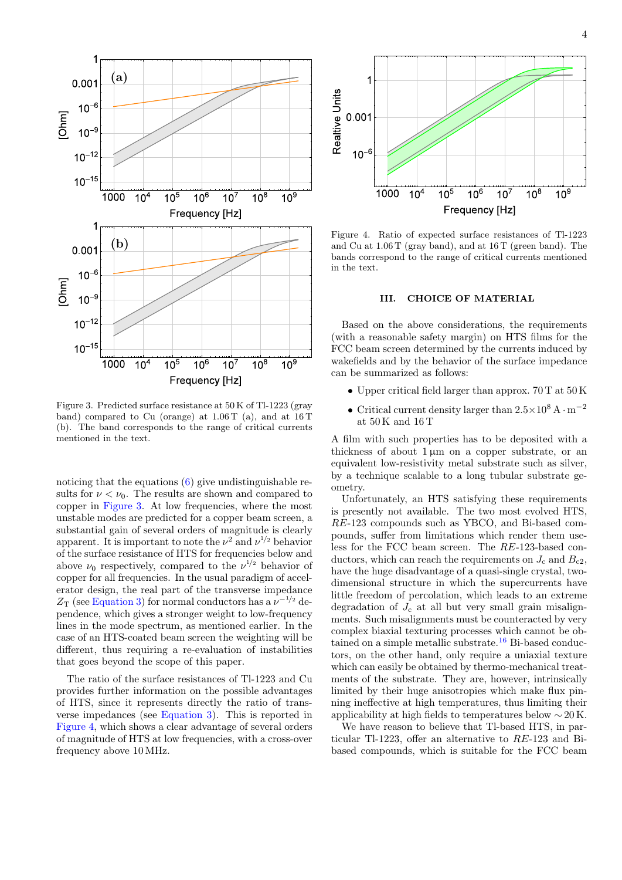Figure 3. Predicted surface resistance at 50 K of Tl-1223 (gray band) compared to Cu (orange) at 1.06 T (a), and at 16 T (b). The band corresponds to the range of critical currents mentioned in the text.

noticing that the equations (6) give undistinguishable results for $\nu < \nu_0$. The results are shown and compared to copper in Figure 3. At low frequencies, where the most unstable modes are predicted for a copper beam screen, a substantial gain of several orders of magnitude is clearly apparent. It is important to note the $\nu^2$ and $\nu^{1/2}$ behavior of the surface resistance of HTS for frequencies below and above $\nu_0$ respectively, compared to the $\nu^{1/2}$ behavior of copper for all frequencies. In the usual paradigm of accelerator design, the real part of the transverse impedance $Z_\mathrm{T}$ (see Equation 3) for normal conductors has a $\nu^{-1/2}$ dependence, which gives a stronger weight to low-frequency lines in the mode spectrum, as mentioned earlier. In the case of an HTS-coated beam screen the weighting will be different, thus requiring a re-evaluation of instabilities that goes beyond the scope of this paper.

The ratio of the surface resistances of Tl-1223 and Cu provides further information on the possible advantages of HTS, since it represents directly the ratio of transverse impedances (see Equation 3). This is reported in Figure 4, which shows a clear advantage of several orders of magnitude of HTS at low frequencies, with a cross-over frequency above 10 MHz.

Figure 4. Ratio of expected surface resistances of Tl-1223 and Cu at 1.06 T (gray band), and at 16 T (green band). The bands correspond to the range of critical currents mentioned in the text.

## III. CHOICE OF MATERIAL

Based on the above considerations, the requirements (with a reasonable safety margin) on HTS films for the FCC beam screen determined by the currents induced by wakefields and by the behavior of the surface impedance can be summarized as follows:

- Upper critical field larger than approx. 70 T at 50 K
- Critical current density larger than $2.5\times10^8\ \mathrm{A\cdot m^{-2}}$ at 50 K and 16 T

A film with such properties has to be deposited with a thickness of about 1 µm on a copper substrate, or an equivalent low-resistivity metal substrate such as silver, by a technique scalable to a long tubular substrate geometry.

Unfortunately, an HTS satisfying these requirements is presently not available. The two most evolved HTS, *RE*-123 compounds such as YBCO, and Bi-based compounds, suffer from limitations which render them useless for the FCC beam screen. The *RE*-123-based conductors, which can reach the requirements on $J_\mathrm{c}$ and $B_{\mathrm{c}2}$, have the huge disadvantage of a quasi-single crystal, two-dimensional structure in which the supercurrents have little freedom of percolation, which leads to an extreme degradation of $J_\mathrm{c}$ at all but very small grain misalignments. Such misalignments must be counteracted by very complex biaxial texturing processes which cannot be obtained on a simple metallic substrate.[16] Bi-based conductors, on the other hand, only require a uniaxial texture which can easily be obtained by thermo-mechanical treatments of the substrate. They are, however, intrinsically limited by their huge anisotropies which make flux pinning ineffective at high temperatures, thus limiting their applicability at high fields to temperatures below $\sim 20$ K.

We have reason to believe that Tl-based HTS, in particular Tl-1223, offer an alternative to *RE*-123 and Bi-based compounds, which is suitable for the FCC beam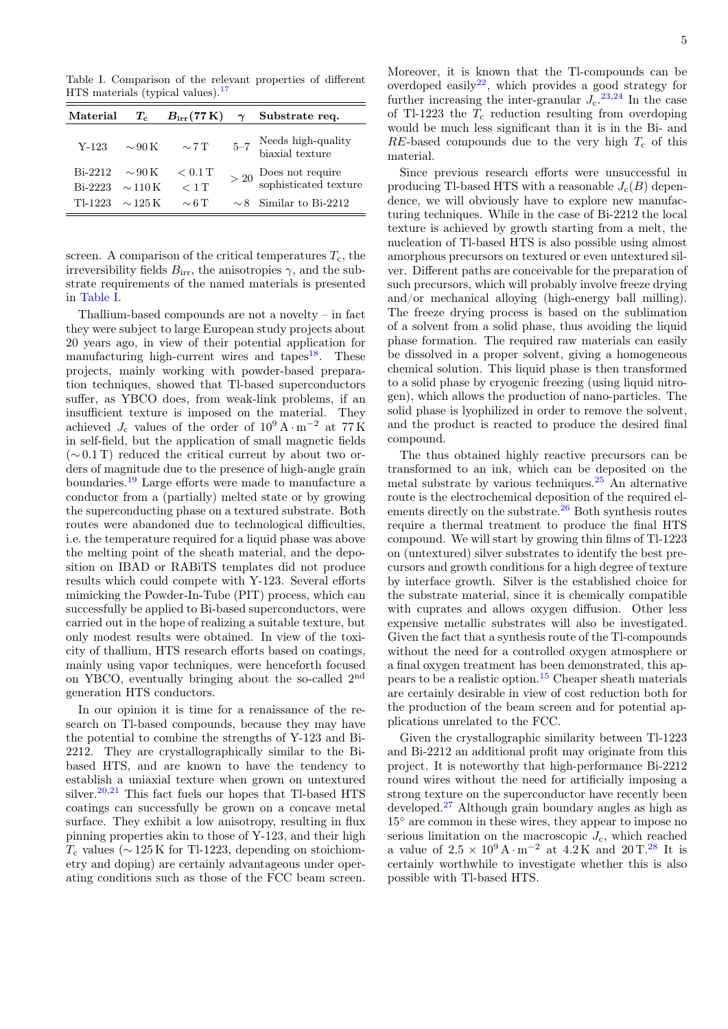Table I. Comparison of the relevant properties of different HTS materials (typical values).[17]

| Material | $T_c$ | $B_{irr}(77\,K)$ | $\gamma$ | Substrate req. |
|---|---|---|---|---|
| Y-123 | $\sim 90\,K$ | $\sim 7\,T$ | 5–7 | Needs high-quality biaxial texture |
| Bi-2212 | $\sim 90\,K$ | $< 0.1\,T$ | $> 20$ | Does not require sophisticated texture |
| Bi-2223 | $\sim 110\,K$ | $< 1\,T$ | | |
| Tl-1223 | $\sim 125\,K$ | $\sim 6\,T$ | $\sim 8$ | Similar to Bi-2212 |

screen. A comparison of the critical temperatures $T_c$, the irreversibility fields $B_{irr}$, the anisotropies $\gamma$, and the substrate requirements of the named materials is presented in Table I.

Thallium-based compounds are not a novelty – in fact they were subject to large European study projects about 20 years ago, in view of their potential application for manufacturing high-current wires and tapes[18]. These projects, mainly working with powder-based preparation techniques, showed that Tl-based superconductors suffer, as YBCO does, from weak-link problems, if an insufficient texture is imposed on the material. They achieved $J_c$ values of the order of $10^9\,A\cdot m^{-2}$ at 77 K in self-field, but the application of small magnetic fields ($\sim 0.1\,T$) reduced the critical current by about two orders of magnitude due to the presence of high-angle grain boundaries.[19] Large efforts were made to manufacture a conductor from a (partially) melted state or by growing the superconducting phase on a textured substrate. Both routes were abandoned due to technological difficulties, i.e. the temperature required for a liquid phase was above the melting point of the sheath material, and the deposition on IBAD or RABiTS templates did not produce results which could compete with Y-123. Several efforts mimicking the Powder-In-Tube (PIT) process, which can successfully be applied to Bi-based superconductors, were carried out in the hope of realizing a suitable texture, but only modest results were obtained. In view of the toxicity of thallium, HTS research efforts based on coatings, mainly using vapor techniques, were henceforth focused on YBCO, eventually bringing about the so-called 2$^{nd}$ generation HTS conductors.

In our opinion it is time for a renaissance of the research on Tl-based compounds, because they may have the potential to combine the strengths of Y-123 and Bi-2212. They are crystallographically similar to the Bi-based HTS, and are known to have the tendency to establish a uniaxial texture when grown on untextured silver.[20,21] This fact fuels our hopes that Tl-based HTS coatings can successfully be grown on a concave metal surface. They exhibit a low anisotropy, resulting in flux pinning properties akin to those of Y-123, and their high $T_c$ values ($\sim 125\,K$ for Tl-1223, depending on stoichiometry and doping) are certainly advantageous under operating conditions such as those of the FCC beam screen. Moreover, it is known that the Tl-compounds can be overdoped easily[22], which provides a good strategy for further increasing the inter-granular $J_c$.[23,24] In the case of Tl-1223 the $T_c$ reduction resulting from overdoping would be much less significant than it is in the Bi- and *RE*-based compounds due to the very high $T_c$ of this material.

Since previous research efforts were unsuccessful in producing Tl-based HTS with a reasonable $J_c(B)$ dependence, we will obviously have to explore new manufacturing techniques. While in the case of Bi-2212 the local texture is achieved by growth starting from a melt, the nucleation of Tl-based HTS is also possible using almost amorphous precursors on textured or even untextured silver. Different paths are conceivable for the preparation of such precursors, which will probably involve freeze drying and/or mechanical alloying (high-energy ball milling). The freeze drying process is based on the sublimation of a solvent from a solid phase, thus avoiding the liquid phase formation. The required raw materials can easily be dissolved in a proper solvent, giving a homogeneous chemical solution. This liquid phase is then transformed to a solid phase by cryogenic freezing (using liquid nitrogen), which allows the production of nano-particles. The solid phase is lyophilized in order to remove the solvent, and the product is reacted to produce the desired final compound.

The thus obtained highly reactive precursors can be transformed to an ink, which can be deposited on the metal substrate by various techniques.[25] An alternative route is the electrochemical deposition of the required elements directly on the substrate.[26] Both synthesis routes require a thermal treatment to produce the final HTS compound. We will start by growing thin films of Tl-1223 on (untextured) silver substrates to identify the best precursors and growth conditions for a high degree of texture by interface growth. Silver is the established choice for the substrate material, since it is chemically compatible with cuprates and allows oxygen diffusion. Other less expensive metallic substrates will also be investigated. Given the fact that a synthesis route of the Tl-compounds without the need for a controlled oxygen atmosphere or a final oxygen treatment has been demonstrated, this appears to be a realistic option.[15] Cheaper sheath materials are certainly desirable in view of cost reduction both for the production of the beam screen and for potential applications unrelated to the FCC.

Given the crystallographic similarity between Tl-1223 and Bi-2212 an additional profit may originate from this project. It is noteworthy that high-performance Bi-2212 round wires without the need for artificially imposing a strong texture on the superconductor have recently been developed.[27] Although grain boundary angles as high as 15° are common in these wires, they appear to impose no serious limitation on the macroscopic $J_c$, which reached a value of $2.5 \times 10^9\,A\cdot m^{-2}$ at 4.2 K and 20 T.[28] It is certainly worthwhile to investigate whether this is also possible with Tl-based HTS.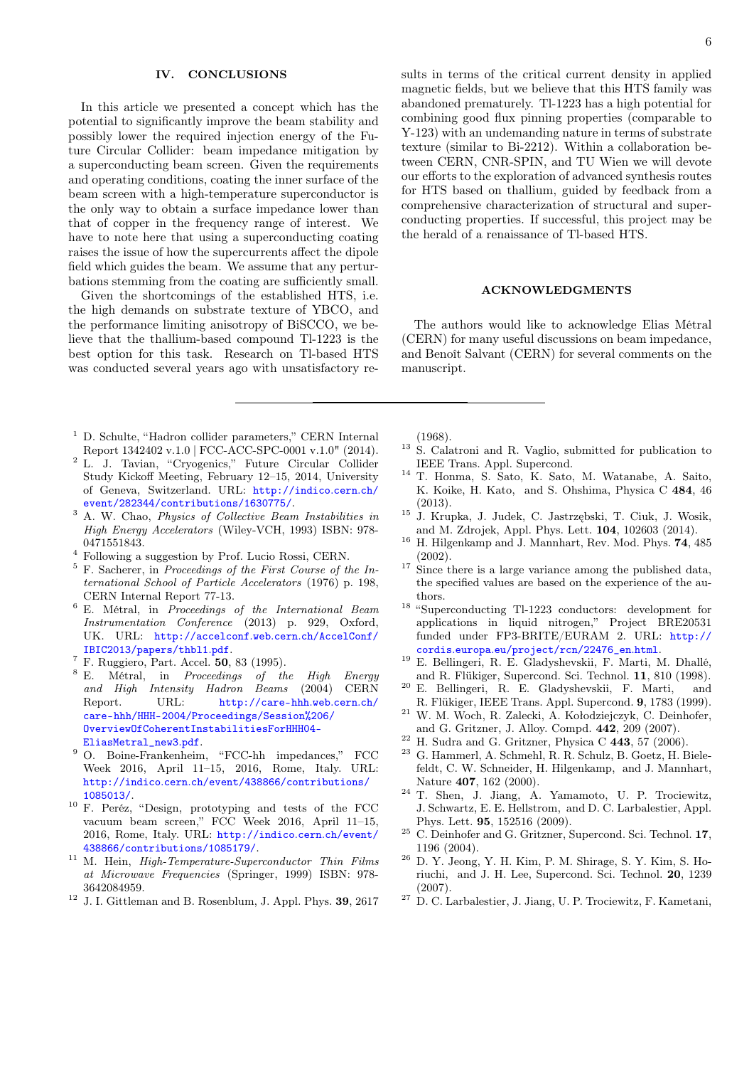## IV. CONCLUSIONS

In this article we presented a concept which has the potential to significantly improve the beam stability and possibly lower the required injection energy of the Future Circular Collider: beam impedance mitigation by a superconducting beam screen. Given the requirements and operating conditions, coating the inner surface of the beam screen with a high-temperature superconductor is the only way to obtain a surface impedance lower than that of copper in the frequency range of interest. We have to note here that using a superconducting coating raises the issue of how the supercurrents affect the dipole field which guides the beam. We assume that any perturbations stemming from the coating are sufficiently small.

Given the shortcomings of the established HTS, i.e. the high demands on substrate texture of YBCO, and the performance limiting anisotropy of BiSCCO, we believe that the thallium-based compound Tl-1223 is the best option for this task. Research on Tl-based HTS was conducted several years ago with unsatisfactory results in terms of the critical current density in applied magnetic fields, but we believe that this HTS family was abandoned prematurely. Tl-1223 has a high potential for combining good flux pinning properties (comparable to Y-123) with an undemanding nature in terms of substrate texture (similar to Bi-2212). Within a collaboration between CERN, CNR-SPIN, and TU Wien we will devote our efforts to the exploration of advanced synthesis routes for HTS based on thallium, guided by feedback from a comprehensive characterization of structural and superconducting properties. If successful, this project may be the herald of a renaissance of Tl-based HTS.

## ACKNOWLEDGMENTS

The authors would like to acknowledge Elias Métral (CERN) for many useful discussions on beam impedance, and Benoît Salvant (CERN) for several comments on the manuscript.

---

[1] D. Schulte, "Hadron collider parameters," CERN Internal Report 1342402 v.1.0 | FCC-ACC-SPC-0001 v.1.0" (2014).

[2] L. J. Tavian, "Cryogenics," Future Circular Collider Study Kickoff Meeting, February 12–15, 2014, University of Geneva, Switzerland. URL: http://indico.cern.ch/event/282344/contributions/1630775/.

[3] A. W. Chao, *Physics of Collective Beam Instabilities in High Energy Accelerators* (Wiley-VCH, 1993) ISBN: 978-0471551843.

[4] Following a suggestion by Prof. Lucio Rossi, CERN.

[5] F. Sacherer, in *Proceedings of the First Course of the International School of Particle Accelerators* (1976) p. 198, CERN Internal Report 77-13.

[6] E. Métral, in *Proceedings of the International Beam Instrumentation Conference* (2013) p. 929, Oxford, UK. URL: http://accelconf.web.cern.ch/AccelConf/IBIC2013/papers/thbl1.pdf.

[7] F. Ruggiero, Part. Accel. **50**, 83 (1995).

[8] E. Métral, in *Proceedings of the High Energy and High Intensity Hadron Beams* (2004) CERN Report. URL: http://care-hhh.web.cern.ch/care-hhh/HHH-2004/Proceedings/Session%206/OverviewOfCoherentInstabilitiesForHHH04-EliasMetral_new3.pdf.

[9] O. Boine-Frankenheim, "FCC-hh impedances," FCC Week 2016, April 11–15, 2016, Rome, Italy. URL: http://indico.cern.ch/event/438866/contributions/1085013/.

[10] F. Peréz, "Design, prototyping and tests of the FCC vacuum beam screen," FCC Week 2016, April 11–15, 2016, Rome, Italy. URL: http://indico.cern.ch/event/438866/contributions/1085179/.

[11] M. Hein, *High-Temperature-Superconductor Thin Films at Microwave Frequencies* (Springer, 1999) ISBN: 978-3642084959.

[12] J. I. Gittleman and B. Rosenblum, J. Appl. Phys. **39**, 2617 (1968).

[13] S. Calatroni and R. Vaglio, submitted for publication to IEEE Trans. Appl. Supercond.

[14] T. Honma, S. Sato, K. Sato, M. Watanabe, A. Saito, K. Koike, H. Kato, and S. Ohshima, Physica C **484**, 46 (2013).

[15] J. Krupka, J. Judek, C. Jastrzębski, T. Ciuk, J. Wosik, and M. Zdrojek, Appl. Phys. Lett. **104**, 102603 (2014).

[16] H. Hilgenkamp and J. Mannhart, Rev. Mod. Phys. **74**, 485 (2002).

[17] Since there is a large variance among the published data, the specified values are based on the experience of the authors.

[18] "Superconducting Tl-1223 conductors: development for applications in liquid nitrogen," Project BRE20531 funded under FP3-BRITE/EURAM 2. URL: http://cordis.europa.eu/project/rcn/22476_en.html.

[19] E. Bellingeri, R. E. Gladyshevskii, F. Marti, M. Dhallé, and R. Flükiger, Supercond. Sci. Technol. **11**, 810 (1998).

[20] E. Bellingeri, R. E. Gladyshevskii, F. Marti, and R. Flükiger, IEEE Trans. Appl. Supercond. **9**, 1783 (1999).

[21] W. M. Woch, R. Zalecki, A. Kołodziejczyk, C. Deinhofer, and G. Gritzner, J. Alloy. Compd. **442**, 209 (2007).

[22] H. Sudra and G. Gritzner, Physica C **443**, 57 (2006).

[23] G. Hammerl, A. Schmehl, R. R. Schulz, B. Goetz, H. Bielefeldt, C. W. Schneider, H. Hilgenkamp, and J. Mannhart, Nature **407**, 162 (2000).

[24] T. Shen, J. Jiang, A. Yamamoto, U. P. Trociewitz, J. Schwartz, E. E. Hellstrom, and D. C. Larbalestier, Appl. Phys. Lett. **95**, 152516 (2009).

[25] C. Deinhofer and G. Gritzner, Supercond. Sci. Technol. **17**, 1196 (2004).

[26] D. Y. Jeong, Y. H. Kim, P. M. Shirage, S. Y. Kim, S. Horiuchi, and J. H. Lee, Supercond. Sci. Technol. **20**, 1239 (2007).

[27] D. C. Larbalestier, J. Jiang, U. P. Trociewitz, F. Kametani,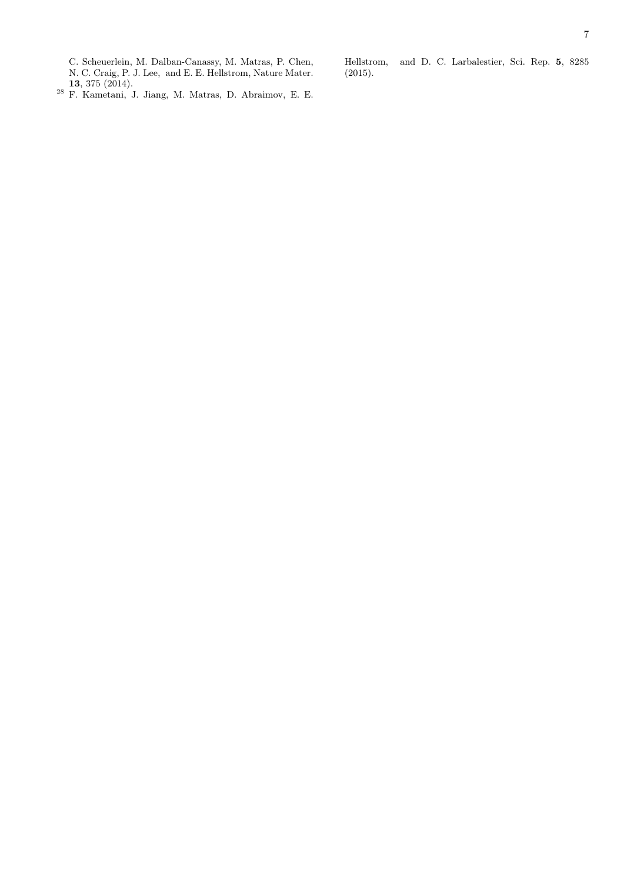C. Scheuerlein, M. Dalban-Canassy, M. Matras, P. Chen, N. C. Craig, P. J. Lee, and E. E. Hellstrom, Nature Mater. **13**, 375 (2014).

[28] F. Kametani, J. Jiang, M. Matras, D. Abraimov, E. E. Hellstrom, and D. C. Larbalestier, Sci. Rep. **5**, 8285 (2015).